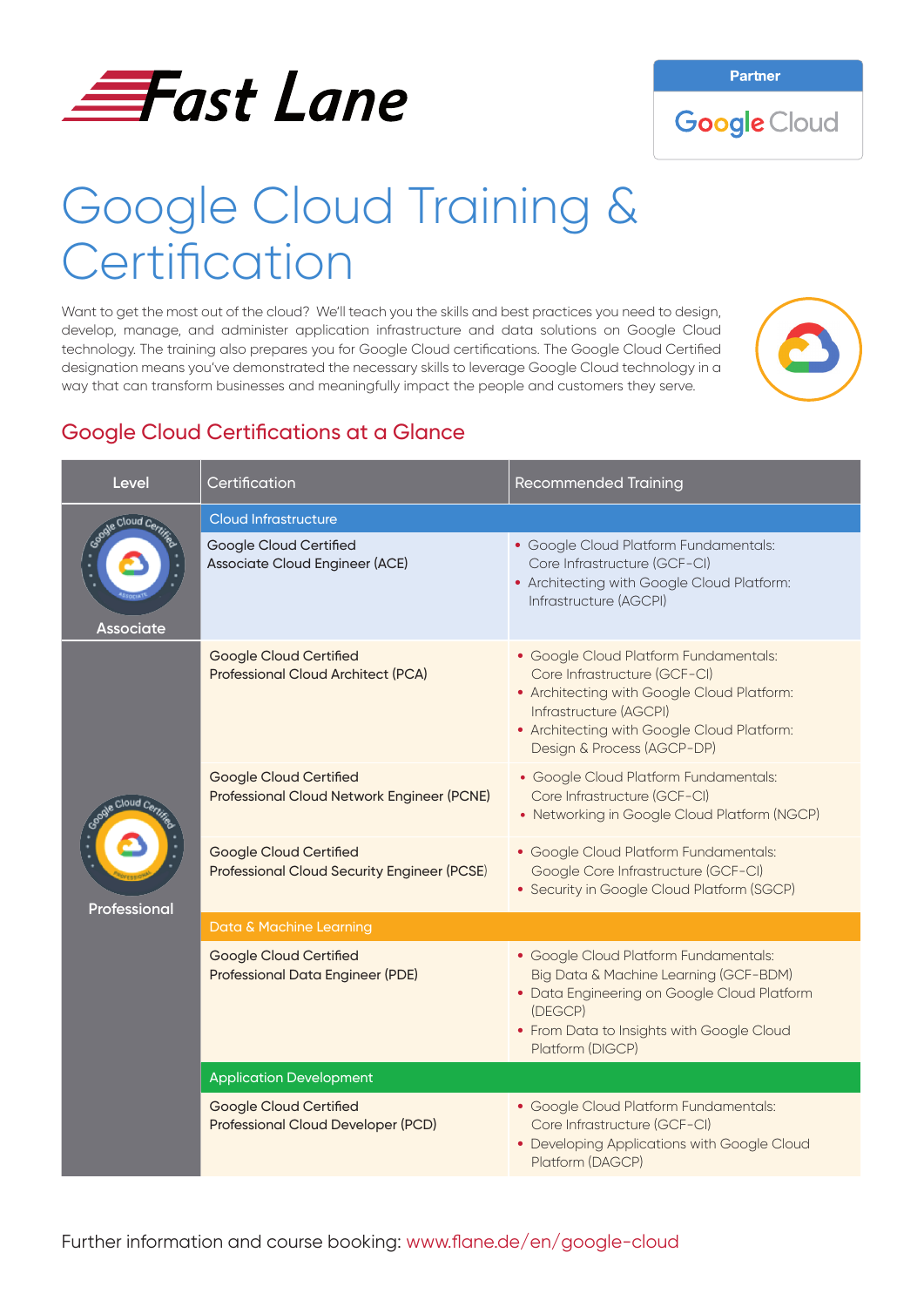# Google Cloud Training & Certification

Want to get the most out of the cloud? We'll teach you the skills and best practices you need to design, develop, manage, and administer application infrastructure and data solutions on Google Cloud technology. The training also prepares you for Google Cloud certifications. The Google Cloud Certified designation means you've demonstrated the necessary skills to leverage Google Cloud technology in a way that can transform businesses and meaningfully impact the people and customers they serve.

## Google Cloud Certifications at a Glance

| Level | Certification | Recommended Training |
| --- | --- | --- |
| | **Cloud Infrastructure** | |
| Associate | Google Cloud Certified Associate Cloud Engineer (ACE) | • Google Cloud Platform Fundamentals: Core Infrastructure (GCF-CI)<br>• Architecting with Google Cloud Platform: Infrastructure (AGCPI) |
| Professional | Google Cloud Certified Professional Cloud Architect (PCA) | • Google Cloud Platform Fundamentals: Core Infrastructure (GCF-CI)<br>• Architecting with Google Cloud Platform: Infrastructure (AGCPI)<br>• Architecting with Google Cloud Platform: Design & Process (AGCP-DP) |
| Professional | Google Cloud Certified Professional Cloud Network Engineer (PCNE) | • Google Cloud Platform Fundamentals: Core Infrastructure (GCF-CI)<br>• Networking in Google Cloud Platform (NGCP) |
| Professional | Google Cloud Certified Professional Cloud Security Engineer (PCSE) | • Google Cloud Platform Fundamentals: Google Core Infrastructure (GCF-CI)<br>• Security in Google Cloud Platform (SGCP) |
| | **Data & Machine Learning** | |
| Professional | Google Cloud Certified Professional Data Engineer (PDE) | • Google Cloud Platform Fundamentals: Big Data & Machine Learning (GCF-BDM)<br>• Data Engineering on Google Cloud Platform (DEGCP)<br>• From Data to Insights with Google Cloud Platform (DIGCP) |
| | **Application Development** | |
| Professional | Google Cloud Certified Professional Cloud Developer (PCD) | • Google Cloud Platform Fundamentals: Core Infrastructure (GCF-CI)<br>• Developing Applications with Google Cloud Platform (DAGCP) |

Further information and course booking: www.flane.de/en/google-cloud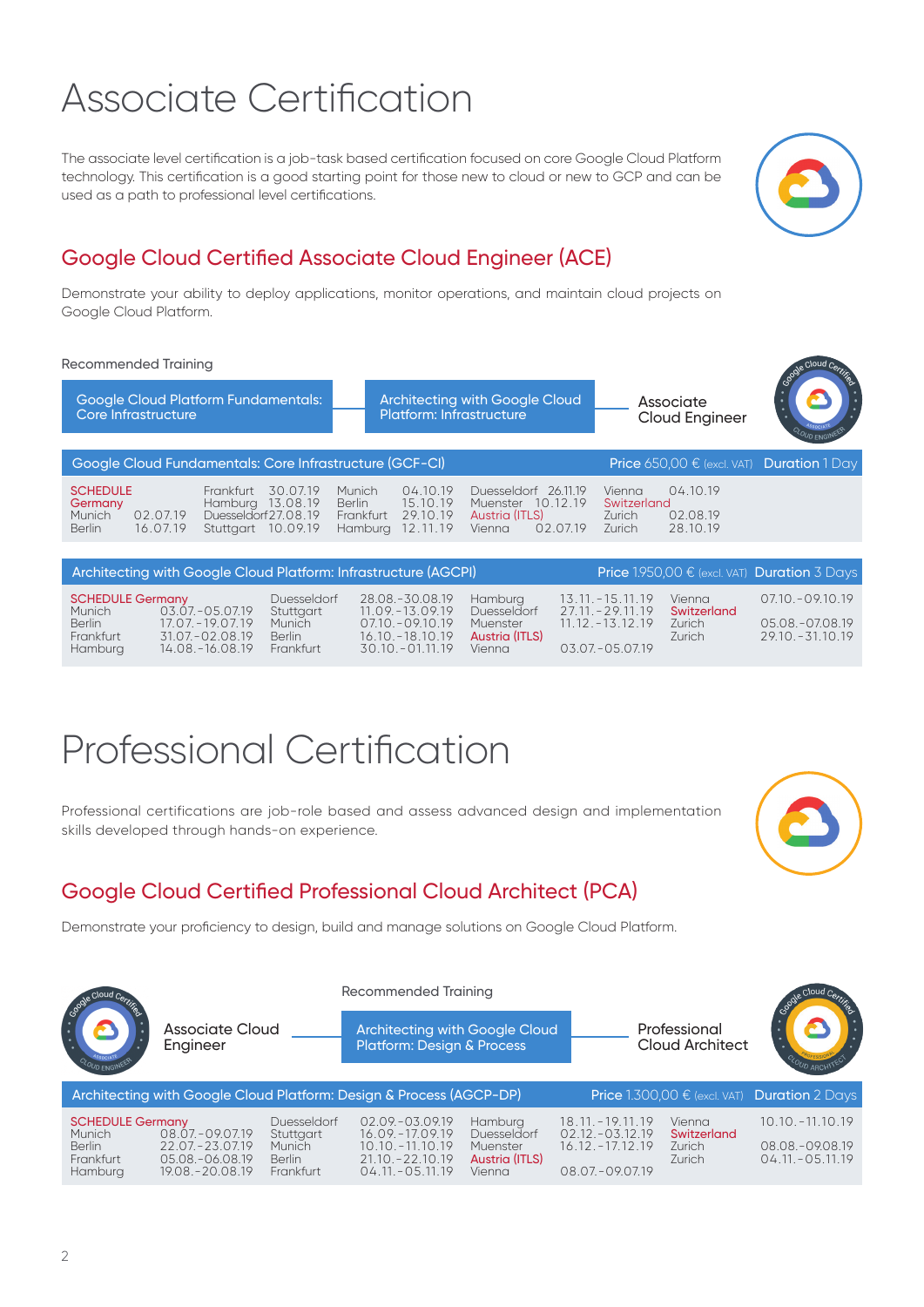# Associate Certification

The associate level certification is a job-task based certification focused on core Google Cloud Platform technology. This certification is a good starting point for those new to cloud or new to GCP and can be used as a path to professional level certifications.

## Google Cloud Certified Associate Cloud Engineer (ACE)

Demonstrate your ability to deploy applications, monitor operations, and maintain cloud projects on Google Cloud Platform.

Recommended Training

Google Cloud Platform Fundamentals: Core Infrastructure → Architecting with Google Cloud Platform: Infrastructure → Associate Cloud Engineer

### Google Cloud Fundamentals: Core Infrastructure (GCF-CI)

**Price** 650,00 € (excl. VAT) **Duration** 1 Day

**SCHEDULE Germany**

| | | | | | | | | | | | |
|---|---|---|---|---|---|---|---|---|---|---|---|
| Munich | 02.07.19 | Frankfurt | 30.07.19 | Munich | 04.10.19 | Duesseldorf | 26.11.19 | Vienna | 04.10.19 | | |
| Berlin | 16.07.19 | Hamburg | 13.08.19 | Berlin | 15.10.19 | Muenster | 10.12.19 | **Switzerland** | | | |
| | | Duesseldorf | 27.08.19 | Frankfurt | 29.10.19 | **Austria (ITLS)** | | Zurich | 02.08.19 | | |
| | | Stuttgart | 10.09.19 | Hamburg | 12.11.19 | Vienna | 02.07.19 | Zurich | 28.10.19 | | |

### Architecting with Google Cloud Platform: Infrastructure (AGCPI)

**Price** 1.950,00 € (excl. VAT) **Duration** 3 Days

**SCHEDULE Germany**

| | | | | | | | |
|---|---|---|---|---|---|---|---|
| Munich | 03.07.-05.07.19 | Duesseldorf | 28.08.-30.08.19 | Hamburg | 13.11.-15.11.19 | Vienna | 07.10.-09.10.19 |
| Berlin | 17.07.-19.07.19 | Stuttgart | 11.09.-13.09.19 | Duesseldorf | 27.11.-29.11.19 | **Switzerland** | |
| Frankfurt | 31.07.-02.08.19 | Munich | 07.10.-09.10.19 | Muenster | 11.12.-13.12.19 | Zurich | 05.08.-07.08.19 |
| Hamburg | 14.08.-16.08.19 | Berlin | 16.10.-18.10.19 | **Austria (ITLS)** | | Zurich | 29.10.-31.10.19 |
| | | Frankfurt | 30.10.-01.11.19 | Vienna | 03.07.-05.07.19 | | |

# Professional Certification

Professional certifications are job-role based and assess advanced design and implementation skills developed through hands-on experience.

## Google Cloud Certified Professional Cloud Architect (PCA)

Demonstrate your proficiency to design, build and manage solutions on Google Cloud Platform.

Recommended Training

Associate Cloud Engineer → Architecting with Google Cloud Platform: Design & Process → Professional Cloud Architect

### Architecting with Google Cloud Platform: Design & Process (AGCP-DP)

**Price** 1.300,00 € (excl. VAT) **Duration** 2 Days

**SCHEDULE Germany**

| | | | | | | | |
|---|---|---|---|---|---|---|---|
| Munich | 08.07.-09.07.19 | Duesseldorf | 02.09.-03.09.19 | Hamburg | 18.11.-19.11.19 | Vienna | 10.10.-11.10.19 |
| Berlin | 22.07.-23.07.19 | Stuttgart | 16.09.-17.09.19 | Duesseldorf | 02.12.-03.12.19 | **Switzerland** | |
| Frankfurt | 05.08.-06.08.19 | Munich | 10.10.-11.10.19 | Muenster | 16.12.-17.12.19 | Zurich | 08.08.-09.08.19 |
| Hamburg | 19.08.-20.08.19 | Berlin | 21.10.-22.10.19 | **Austria (ITLS)** | | Zurich | 04.11.-05.11.19 |
| | | Frankfurt | 04.11.-05.11.19 | Vienna | 08.07.-09.07.19 | | |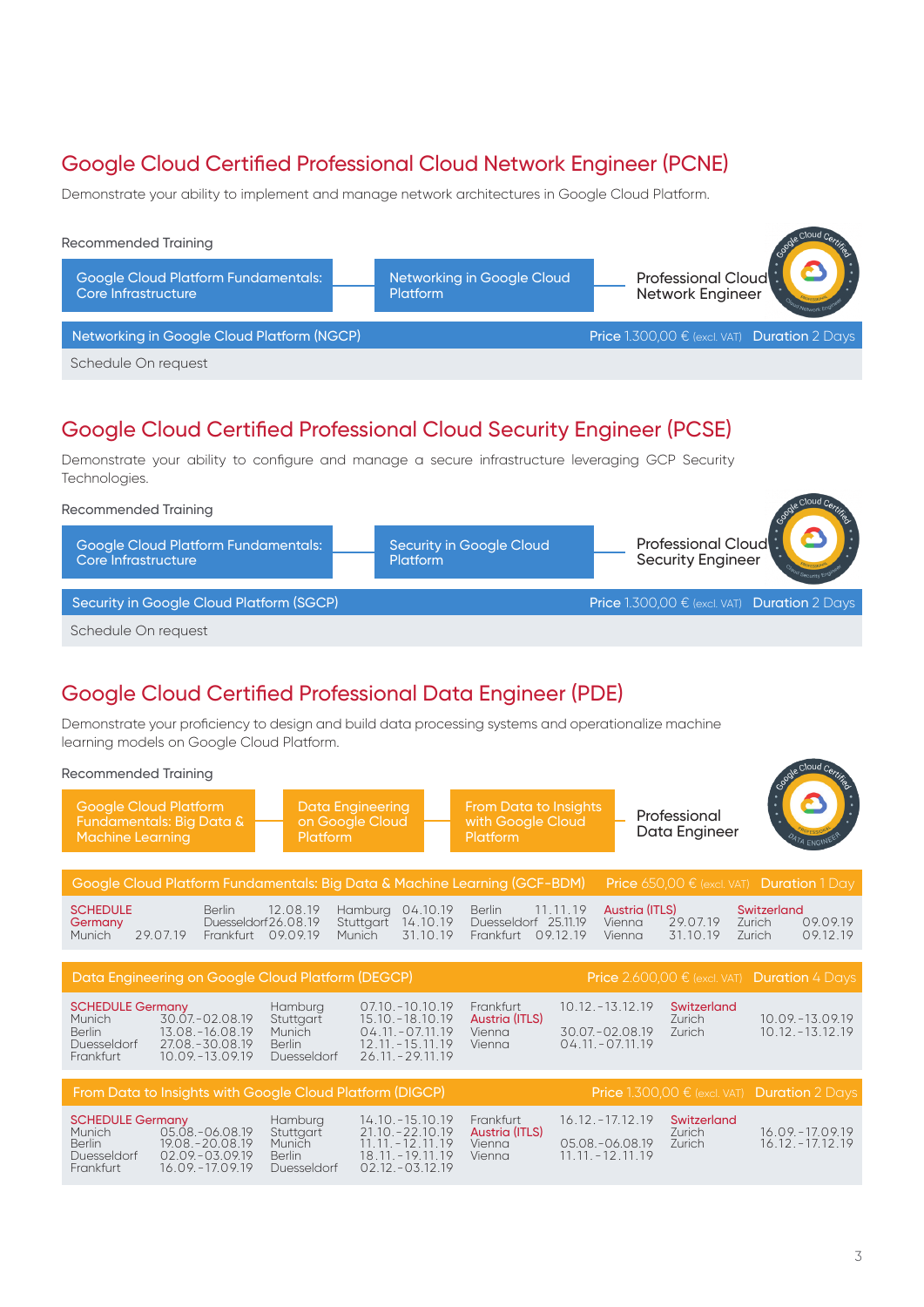## Google Cloud Certified Professional Cloud Network Engineer (PCNE)

Demonstrate your ability to implement and manage network architectures in Google Cloud Platform.

Recommended Training

Google Cloud Platform Fundamentals: Core Infrastructure → Networking in Google Cloud Platform → Professional Cloud Network Engineer

**Networking in Google Cloud Platform (NGCP)** — **Price** 1.300,00 € (excl. VAT) **Duration** 2 Days

Schedule On request

## Google Cloud Certified Professional Cloud Security Engineer (PCSE)

Demonstrate your ability to configure and manage a secure infrastructure leveraging GCP Security Technologies.

Recommended Training

Google Cloud Platform Fundamentals: Core Infrastructure → Security in Google Cloud Platform → Professional Cloud Security Engineer

**Security in Google Cloud Platform (SGCP)** — **Price** 1.300,00 € (excl. VAT) **Duration** 2 Days

Schedule On request

## Google Cloud Certified Professional Data Engineer (PDE)

Demonstrate your proficiency to design and build data processing systems and operationalize machine learning models on Google Cloud Platform.

Recommended Training

Google Cloud Platform Fundamentals: Big Data & Machine Learning → Data Engineering on Google Cloud Platform → From Data to Insights with Google Cloud Platform → Professional Data Engineer

**Google Cloud Platform Fundamentals: Big Data & Machine Learning (GCF-BDM)** — **Price** 650,00 € (excl. VAT) **Duration** 1 Day

**SCHEDULE Germany**

| Location | Date |
|---|---|
| Munich | 29.07.19 |
| Berlin | 12.08.19 |
| Duesseldorf | 26.08.19 |
| Frankfurt | 09.09.19 |
| Hamburg | 04.10.19 |
| Stuttgart | 14.10.19 |
| Munich | 31.10.19 |
| Berlin | 11.11.19 |
| Duesseldorf | 25.11.19 |
| Frankfurt | 09.12.19 |

**Austria (ITLS)**

| Location | Date |
|---|---|
| Vienna | 29.07.19 |
| Vienna | 31.10.19 |

**Switzerland**

| Location | Date |
|---|---|
| Zurich | 09.09.19 |
| Zurich | 09.12.19 |

**Data Engineering on Google Cloud Platform (DEGCP)** — **Price** 2.600,00 € (excl. VAT) **Duration** 4 Days

**SCHEDULE Germany**

| Location | Date |
|---|---|
| Munich | 30.07.-02.08.19 |
| Berlin | 13.08.-16.08.19 |
| Duesseldorf | 27.08.-30.08.19 |
| Frankfurt | 10.09.-13.09.19 |
| Hamburg | 07.10.-10.10.19 |
| Stuttgart | 15.10.-18.10.19 |
| Munich | 04.11.-07.11.19 |
| Berlin | 12.11.-15.11.19 |
| Duesseldorf | 26.11.-29.11.19 |
| Frankfurt | 10.12.-13.12.19 |

**Austria (ITLS)**

| Location | Date |
|---|---|
| Vienna | 30.07.-02.08.19 |
| Vienna | 04.11.-07.11.19 |

**Switzerland**

| Location | Date |
|---|---|
| Zurich | 10.09.-13.09.19 |
| Zurich | 10.12.-13.12.19 |

**From Data to Insights with Google Cloud Platform (DIGCP)** — **Price** 1.300,00 € (excl. VAT) **Duration** 2 Days

**SCHEDULE Germany**

| Location | Date |
|---|---|
| Munich | 05.08.-06.08.19 |
| Berlin | 19.08.-20.08.19 |
| Duesseldorf | 02.09.-03.09.19 |
| Frankfurt | 16.09.-17.09.19 |
| Hamburg | 14.10.-15.10.19 |
| Stuttgart | 21.10.-22.10.19 |
| Munich | 11.11.-12.11.19 |
| Berlin | 18.11.-19.11.19 |
| Duesseldorf | 02.12.-03.12.19 |
| Frankfurt | 16.12.-17.12.19 |

**Austria (ITLS)**

| Location | Date |
|---|---|
| Vienna | 05.08.-06.08.19 |
| Vienna | 11.11.-12.11.19 |

**Switzerland**

| Location | Date |
|---|---|
| Zurich | 16.09.-17.09.19 |
| Zurich | 16.12.-17.12.19 |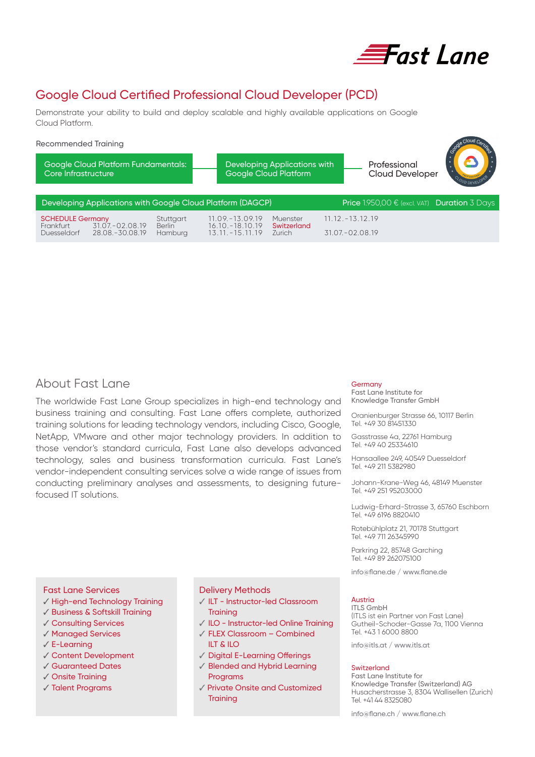# Google Cloud Certified Professional Cloud Developer (PCD)

Demonstrate your ability to build and deploy scalable and highly available applications on Google Cloud Platform.

Recommended Training

Google Cloud Platform Fundamentals: Core Infrastructure → Developing Applications with Google Cloud Platform → Professional Cloud Developer

## Developing Applications with Google Cloud Platform (DAGCP)

**Price** 1.950,00 € (excl. VAT) **Duration** 3 Days

| SCHEDULE Germany | | | | | |
|---|---|---|---|---|---|
| Frankfurt | 31.07.-02.08.19 | Berlin | 16.10.-18.10.19 | **Switzerland** | |
| Duesseldorf | 28.08.-30.08.19 | Hamburg | 13.11.-15.11.19 | Zurich | 31.07.-02.08.19 |
| | | Stuttgart | 11.09.-13.09.19 | Muenster | 11.12.-13.12.19 |

## About Fast Lane

The worldwide Fast Lane Group specializes in high-end technology and business training and consulting. Fast Lane offers complete, authorized training solutions for leading technology vendors, including Cisco, Google, NetApp, VMware and other major technology providers. In addition to those vendor's standard curricula, Fast Lane also develops advanced technology, sales and business transformation curricula. Fast Lane's vendor-independent consulting services solve a wide range of issues from conducting preliminary analyses and assessments, to designing future-focused IT solutions.

### Fast Lane Services

- ✓ High-end Technology Training
- ✓ Business & Softskill Training
- ✓ Consulting Services
- ✓ Managed Services
- ✓ E-Learning
- ✓ Content Development
- ✓ Guaranteed Dates
- ✓ Onsite Training
- ✓ Talent Programs

### Delivery Methods

- ✓ ILT - Instructor-led Classroom Training
- ✓ ILO - Instructor-led Online Training
- ✓ FLEX Classroom – Combined ILT & ILO
- ✓ Digital E-Learning Offerings
- ✓ Blended and Hybrid Learning Programs
- ✓ Private Onsite and Customized Training

**Germany**
Fast Lane Institute for Knowledge Transfer GmbH

Oranienburger Strasse 66, 10117 Berlin
Tel. +49 30 81451330

Gasstrasse 4a, 22761 Hamburg
Tel. +49 40 25334610

Hansaallee 249, 40549 Duesseldorf
Tel. +49 211 5382980

Johann-Krane-Weg 46, 48149 Muenster
Tel. +49 251 95203000

Ludwig-Erhard-Strasse 3, 65760 Eschborn
Tel. +49 6196 8820410

Rotebühlplatz 21, 70178 Stuttgart
Tel. +49 711 26345990

Parkring 22, 85748 Garching
Tel. +49 89 262075100

info@flane.de / www.flane.de

**Austria**
ITLS GmbH
(ITLS ist ein Partner von Fast Lane)
Gutheil-Schoder-Gasse 7a, 1100 Vienna
Tel. +43 1 6000 8800

info@itls.at / www.itls.at

**Switzerland**
Fast Lane Institute for Knowledge Transfer (Switzerland) AG
Husacherstrasse 3, 8304 Wallisellen (Zurich)
Tel. +41 44 8325080

info@flane.ch / www.flane.ch